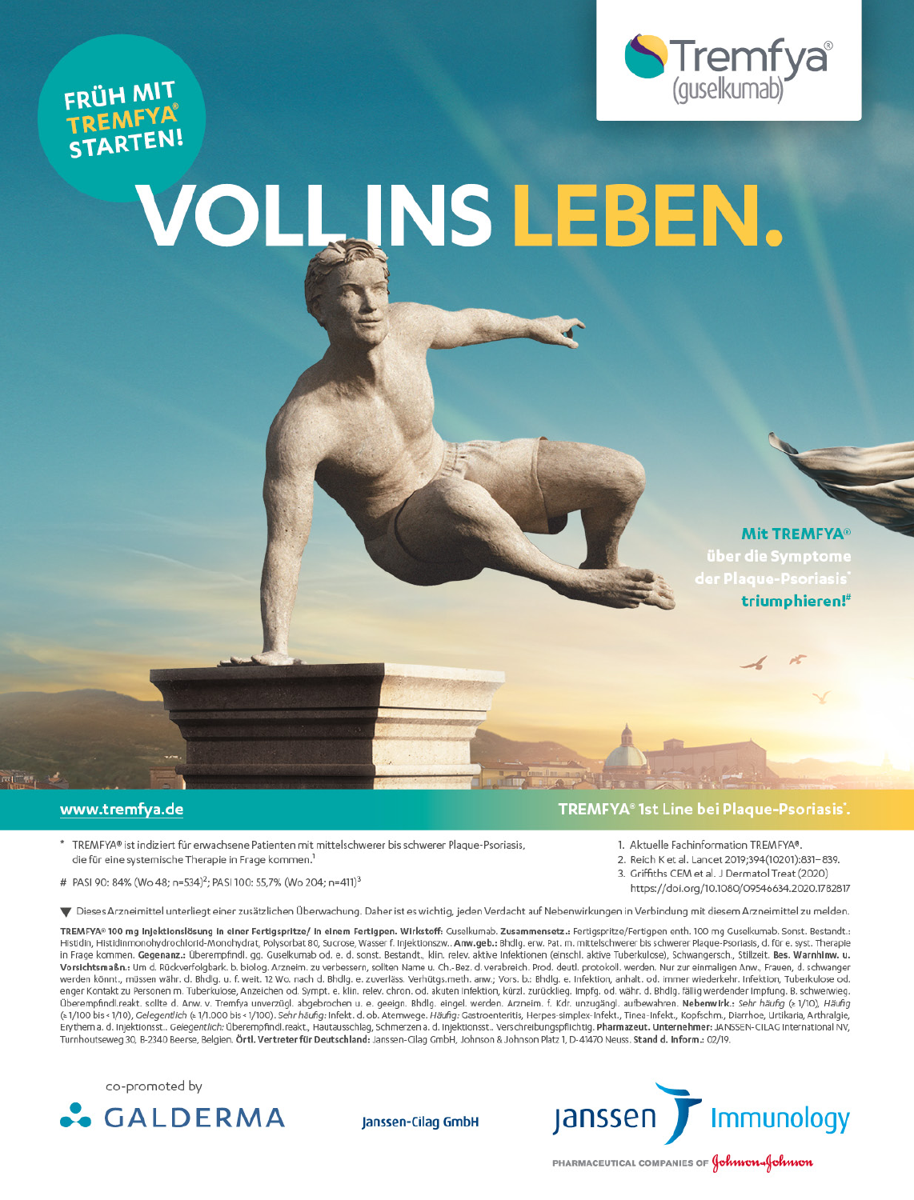# VOLL INS LEBEN.

FRÜH MIT TREMFYA® STARTEN!

**Tremfya® (guselkumab)**

**Mit TREMFYA® über die Symptome der Plaque-Psoriasis* triumphieren!#**

www.tremfya.de

**TREMFYA® 1st Line bei Plaque-Psoriasis*.**

\* TREMFYA® ist indiziert für erwachsene Patienten mit mittelschwerer bis schwerer Plaque-Psoriasis, die für eine systemische Therapie in Frage kommen.[1]

\# PASI 90: 84% (Wo 48; n=534)[2]; PASI 100: 55,7% (Wo 204; n=411)[3]

1. Aktuelle Fachinformation TREMFYA®.
2. Reich K et al. Lancet 2019;394(10201):831–839.
3. Griffiths CEM et al. J Dermatol Treat (2020) https://doi.org/10.1080/09546634.2020.1782817

▼ Dieses Arzneimittel unterliegt einer zusätzlichen Überwachung. Daher ist es wichtig, jeden Verdacht auf Nebenwirkungen in Verbindung mit diesem Arzneimittel zu melden.

**TREMFYA® 100 mg Injektionslösung in einer Fertigspritze/ in einem Fertigpen. Wirkstoff:** Guselkumab. **Zusammensetz.:** Fertigspritze/Fertigpen enth. 100 mg Guselkumab. Sonst. Bestandt.: Histidin, Histidinmonohydrochlorid-Monohydrat, Polysorbat 80, Sucrose, Wasser f. Injektionszw.. **Anw.geb.:** Bhdlg. erw. Pat. m. mittelschwerer bis schwerer Plaque-Psoriasis, d. für e. syst. Therapie in Frage kommen. **Gegenanz.:** Überempfindl. gg. Guselkumab od. e. d. sonst. Bestandt., klin. relev. aktive Infektionen (einschl. aktive Tuberkulose), Schwangersch., Stillzeit. **Bes. Warnhinw. u. Vorsichtsmaßn.:** Um d. Rückverfolgbark. b. biolog. Arzneim. zu verbessern, sollten Name u. Ch.-Bez. d. verabreich. Prod. deutl. protokoll. werden. Nur zur einmaligen Anw., Frauen, d. schwanger werden könnt., müssen währ. d. Bhdlg. u. f. weit. 12 Wo. nach d. Bhdlg. e. zuverläss. Verhütgs.meth. anw.; Vors. b.: Bhdlg. e. Infektion, anhalt. od. immer wiederkehr. Infektion, Tuberkulose od. enger Kontakt zu Personen m. Tuberkulose, Anzeichen od. Sympt. e. klin. relev. chron. od. akuten Infektion, kürzl. zurücklieg. Impfg. od. währ. d. Bhdlg. fällig werdender Impfung. B. schwerwieg. Überempfindl.reakt. sollte d. Anw. v. Tremfya unverzügl. abgebrochen u. e. geeign. Bhdlg. eingel. werden. Arzneim. f. Kdr. unzugängl. aufbewahren. **Nebenwirk.:** *Sehr häufig* (≥ 1/10), *Häufig* (≥ 1/100 bis < 1/10), *Gelegentlich* (≥ 1/1.000 bis < 1/100). *Sehr häufig:* Infekt. d. ob. Atemwege. *Häufig:* Gastroenteritis, Herpes-simplex-Infekt., Tinea-Infekt., Kopfschm., Diarrhoe, Urtikaria, Arthralgie, Erythem a. d. Injektionsst.. *Gelegentlich:* Überempfindl.reakt., Hautausschlag, Schmerzen a. d. Injektionsst.. Verschreibungspflichtig. **Pharmazeut. Unternehmer:** JANSSEN-CILAG International NV, Turnhoutseweg 30, B-2340 Beerse, Belgien. **Örtl. Vertreter für Deutschland:** Janssen-Cilag GmbH, Johnson & Johnson Platz 1, D-41470 Neuss. **Stand d. Inform.:** 02/19.

co-promoted by GALDERMA

Janssen-Cilag GmbH

Janssen Immunology

PHARMACEUTICAL COMPANIES OF Johnson & Johnson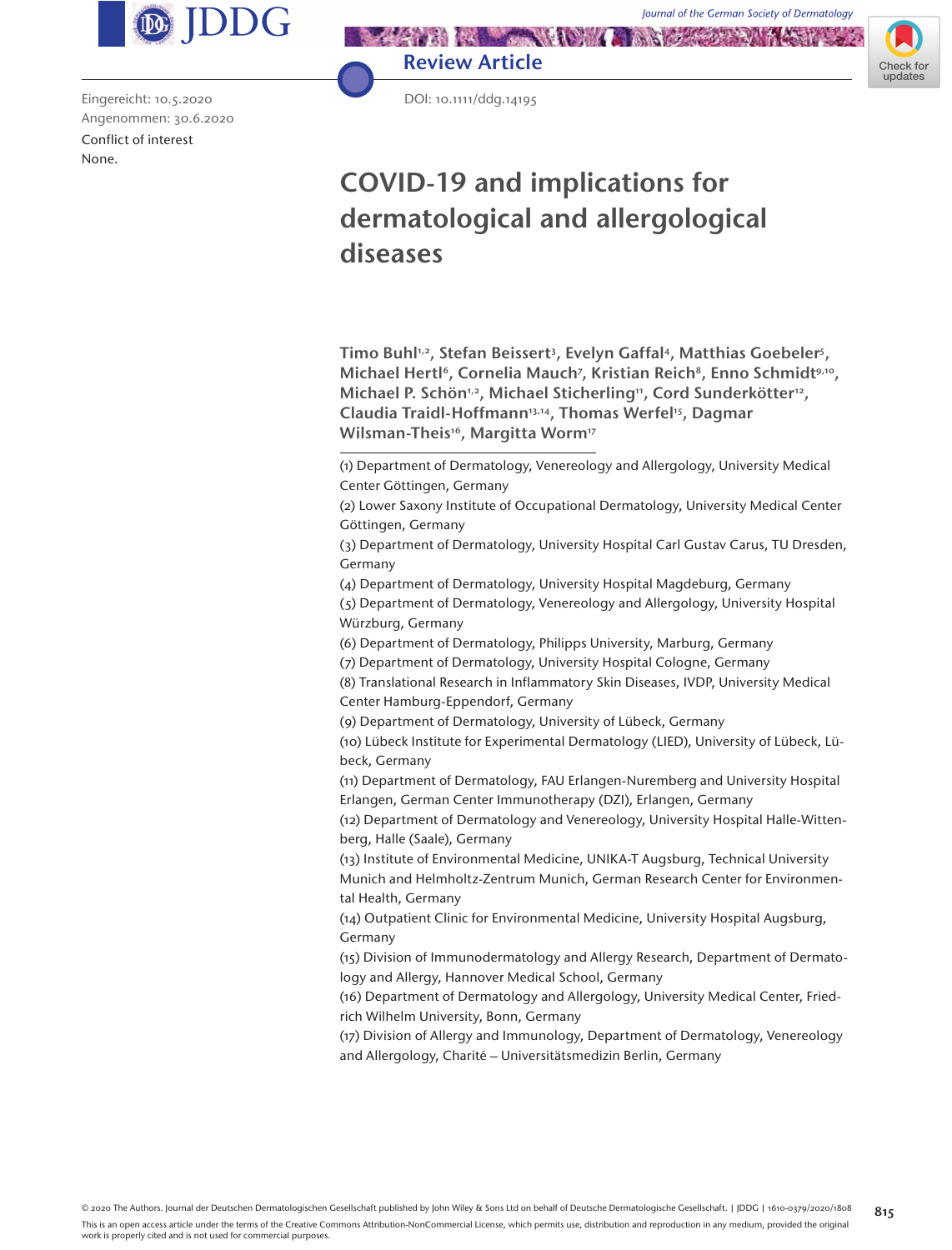Review Article

Eingereicht: 10.5.2020
Angenommen: 30.6.2020

Conflict of interest
None.

DOI: 10.1111/ddg.14195

# COVID-19 and implications for dermatological and allergological diseases

**Timo Buhl[1,2], Stefan Beissert[3], Evelyn Gaffal[4], Matthias Goebeler[5], Michael Hertl[6], Cornelia Mauch[7], Kristian Reich[8], Enno Schmidt[9,10], Michael P. Schön[1,2], Michael Sticherling[11], Cord Sunderkötter[12], Claudia Traidl-Hoffmann[13,14], Thomas Werfel[15], Dagmar Wilsman-Theis[16], Margitta Worm[17]**

(1) Department of Dermatology, Venereology and Allergology, University Medical Center Göttingen, Germany
(2) Lower Saxony Institute of Occupational Dermatology, University Medical Center Göttingen, Germany
(3) Department of Dermatology, University Hospital Carl Gustav Carus, TU Dresden, Germany
(4) Department of Dermatology, University Hospital Magdeburg, Germany
(5) Department of Dermatology, Venereology and Allergology, University Hospital Würzburg, Germany
(6) Department of Dermatology, Philipps University, Marburg, Germany
(7) Department of Dermatology, University Hospital Cologne, Germany
(8) Translational Research in Inflammatory Skin Diseases, IVDP, University Medical Center Hamburg-Eppendorf, Germany
(9) Department of Dermatology, University of Lübeck, Germany
(10) Lübeck Institute for Experimental Dermatology (LIED), University of Lübeck, Lübeck, Germany
(11) Department of Dermatology, FAU Erlangen-Nuremberg and University Hospital Erlangen, German Center Immunotherapy (DZI), Erlangen, Germany
(12) Department of Dermatology and Venereology, University Hospital Halle-Wittenberg, Halle (Saale), Germany
(13) Institute of Environmental Medicine, UNIKA-T Augsburg, Technical University Munich and Helmholtz-Zentrum Munich, German Research Center for Environmental Health, Germany
(14) Outpatient Clinic for Environmental Medicine, University Hospital Augsburg, Germany
(15) Division of Immunodermatology and Allergy Research, Department of Dermatology and Allergy, Hannover Medical School, Germany
(16) Department of Dermatology and Allergology, University Medical Center, Friedrich Wilhelm University, Bonn, Germany
(17) Division of Allergy and Immunology, Department of Dermatology, Venereology and Allergology, Charité – Universitätsmedizin Berlin, Germany

© 2020 The Authors. Journal der Deutschen Dermatologischen Gesellschaft published by John Wiley & Sons Ltd on behalf of Deutsche Dermatologische Gesellschaft. | JDDG | 1610-0379/2020/1808

This is an open access article under the terms of the Creative Commons Attribution-NonCommercial License, which permits use, distribution and reproduction in any medium, provided the original work is properly cited and is not used for commercial purposes.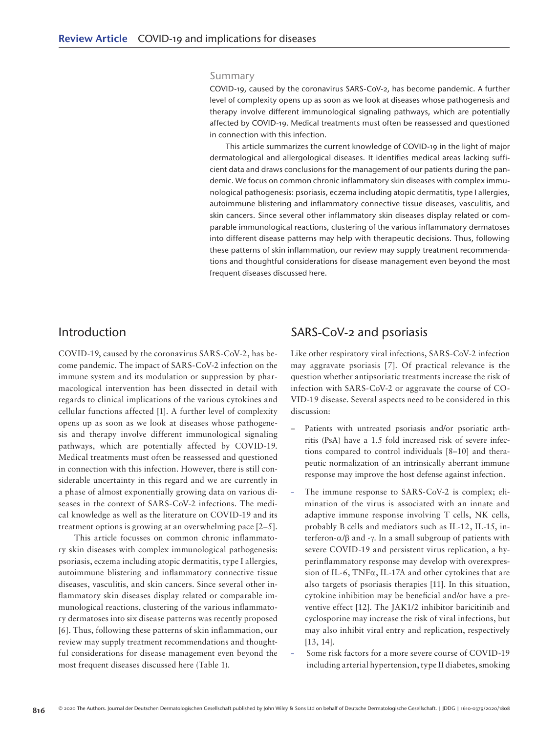## Summary

COVID-19, caused by the coronavirus SARS-CoV-2, has become pandemic. A further level of complexity opens up as soon as we look at diseases whose pathogenesis and therapy involve different immunological signaling pathways, which are potentially affected by COVID-19. Medical treatments must often be reassessed and questioned in connection with this infection.

This article summarizes the current knowledge of COVID-19 in the light of major dermatological and allergological diseases. It identifies medical areas lacking sufficient data and draws conclusions for the management of our patients during the pandemic. We focus on common chronic inflammatory skin diseases with complex immunological pathogenesis: psoriasis, eczema including atopic dermatitis, type I allergies, autoimmune blistering and inflammatory connective tissue diseases, vasculitis, and skin cancers. Since several other inflammatory skin diseases display related or comparable immunological reactions, clustering of the various inflammatory dermatoses into different disease patterns may help with therapeutic decisions. Thus, following these patterns of skin inflammation, our review may supply treatment recommendations and thoughtful considerations for disease management even beyond the most frequent diseases discussed here.

## Introduction

COVID-19, caused by the coronavirus SARS-CoV-2, has become pandemic. The impact of SARS-CoV-2 infection on the immune system and its modulation or suppression by pharmacological intervention has been dissected in detail with regards to clinical implications of the various cytokines and cellular functions affected [1]. A further level of complexity opens up as soon as we look at diseases whose pathogenesis and therapy involve different immunological signaling pathways, which are potentially affected by COVID-19. Medical treatments must often be reassessed and questioned in connection with this infection. However, there is still considerable uncertainty in this regard and we are currently in a phase of almost exponentially growing data on various diseases in the context of SARS-CoV-2 infections. The medical knowledge as well as the literature on COVID-19 and its treatment options is growing at an overwhelming pace [2–5].

This article focusses on common chronic inflammatory skin diseases with complex immunological pathogenesis: psoriasis, eczema including atopic dermatitis, type I allergies, autoimmune blistering and inflammatory connective tissue diseases, vasculitis, and skin cancers. Since several other inflammatory skin diseases display related or comparable immunological reactions, clustering of the various inflammatory dermatoses into six disease patterns was recently proposed [6]. Thus, following these patterns of skin inflammation, our review may supply treatment recommendations and thoughtful considerations for disease management even beyond the most frequent diseases discussed here (Table 1).

## SARS-CoV-2 and psoriasis

Like other respiratory viral infections, SARS-CoV-2 infection may aggravate psoriasis [7]. Of practical relevance is the question whether antipsoriatic treatments increase the risk of infection with SARS-CoV-2 or aggravate the course of COVID-19 disease. Several aspects need to be considered in this discussion:

- Patients with untreated psoriasis and/or psoriatic arthritis (PsA) have a 1.5 fold increased risk of severe infections compared to control individuals [8–10] and therapeutic normalization of an intrinsically aberrant immune response may improve the host defense against infection.
- The immune response to SARS-CoV-2 is complex; elimination of the virus is associated with an innate and adaptive immune response involving T cells, NK cells, probably B cells and mediators such as IL-12, IL-15, interferon-α/β and -γ. In a small subgroup of patients with severe COVID-19 and persistent virus replication, a hyperinflammatory response may develop with overexpression of IL-6, TNFα, IL-17A and other cytokines that are also targets of psoriasis therapies [11]. In this situation, cytokine inhibition may be beneficial and/or have a preventive effect [12]. The JAK1/2 inhibitor baricitinib and cyclosporine may increase the risk of viral infections, but may also inhibit viral entry and replication, respectively [13, 14].
- Some risk factors for a more severe course of COVID-19 including arterial hypertension, type II diabetes, smoking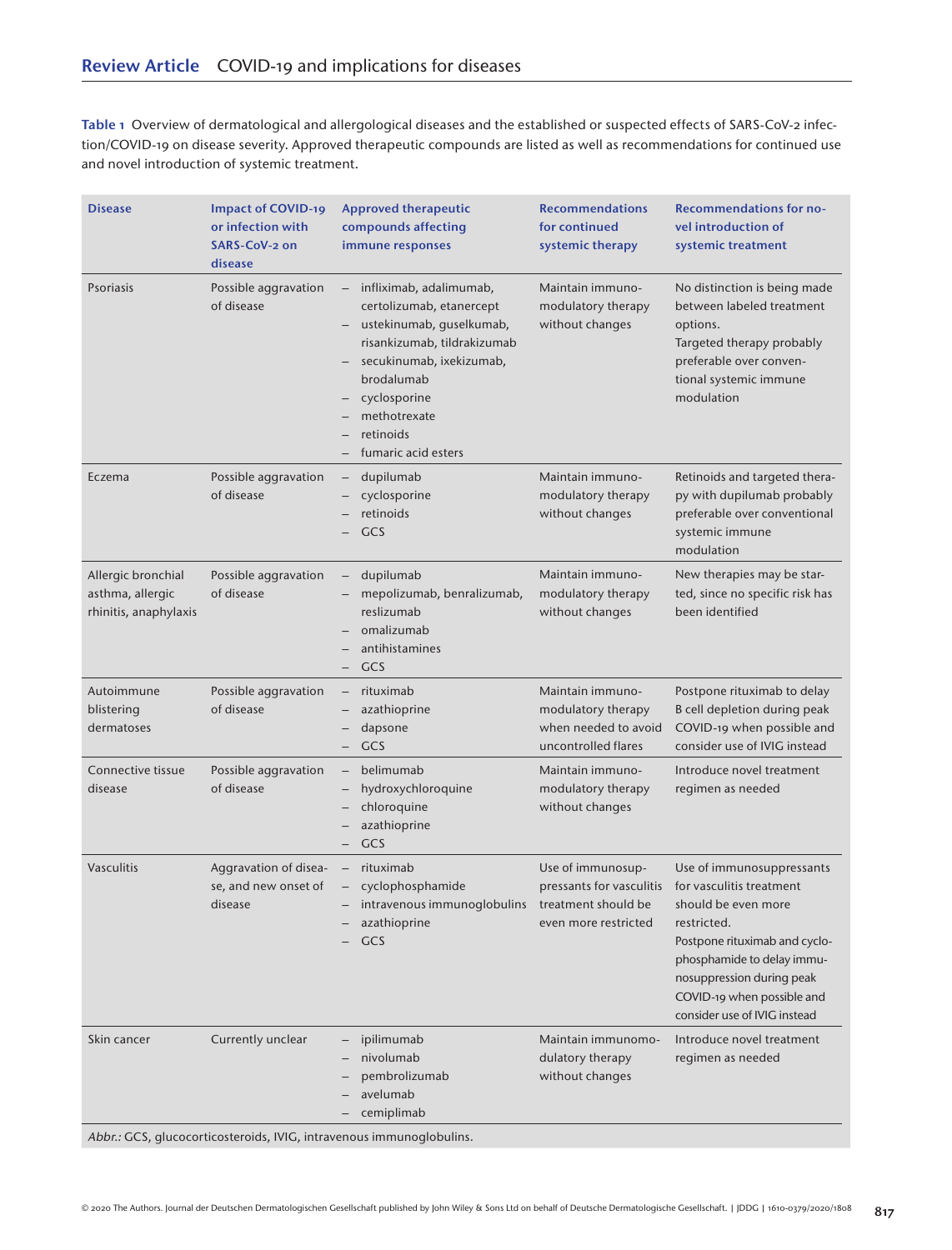**Table 1** Overview of dermatological and allergological diseases and the established or suspected effects of SARS-CoV-2 infection/COVID-19 on disease severity. Approved therapeutic compounds are listed as well as recommendations for continued use and novel introduction of systemic treatment.

| Disease | Impact of COVID-19 or infection with SARS-CoV-2 on disease | Approved therapeutic compounds affecting immune responses | Recommendations for continued systemic therapy | Recommendations for novel introduction of systemic treatment |
|---|---|---|---|---|
| Psoriasis | Possible aggravation of disease | – infliximab, adalimumab, certolizumab, etanercept<br>– ustekinumab, guselkumab, risankizumab, tildrakizumab<br>– secukinumab, ixekizumab, brodalumab<br>– cyclosporine<br>– methotrexate<br>– retinoids<br>– fumaric acid esters | Maintain immunomodulatory therapy without changes | No distinction is being made between labeled treatment options.<br>Targeted therapy probably preferable over conventional systemic immune modulation |
| Eczema | Possible aggravation of disease | – dupilumab<br>– cyclosporine<br>– retinoids<br>– GCS | Maintain immunomodulatory therapy without changes | Retinoids and targeted therapy with dupilumab probably preferable over conventional systemic immune modulation |
| Allergic bronchial asthma, allergic rhinitis, anaphylaxis | Possible aggravation of disease | – dupilumab<br>– mepolizumab, benralizumab, reslizumab<br>– omalizumab<br>– antihistamines<br>– GCS | Maintain immunomodulatory therapy without changes | New therapies may be started, since no specific risk has been identified |
| Autoimmune blistering dermatoses | Possible aggravation of disease | – rituximab<br>– azathioprine<br>– dapsone<br>– GCS | Maintain immunomodulatory therapy when needed to avoid uncontrolled flares | Postpone rituximab to delay B cell depletion during peak COVID-19 when possible and consider use of IVIG instead |
| Connective tissue disease | Possible aggravation of disease | – belimumab<br>– hydroxychloroquine<br>– chloroquine<br>– azathioprine<br>– GCS | Maintain immunomodulatory therapy without changes | Introduce novel treatment regimen as needed |
| Vasculitis | Aggravation of disease, and new onset of disease | – rituximab<br>– cyclophosphamide<br>– intravenous immunoglobulins<br>– azathioprine<br>– GCS | Use of immunosuppressants for vasculitis treatment should be even more restricted | Use of immunosuppressants for vasculitis treatment should be even more restricted.<br>Postpone rituximab and cyclophosphamide to delay immunosuppression during peak COVID-19 when possible and consider use of IVIG instead |
| Skin cancer | Currently unclear | – ipilimumab<br>– nivolumab<br>– pembrolizumab<br>– avelumab<br>– cemiplimab | Maintain immunomodulatory therapy without changes | Introduce novel treatment regimen as needed |

*Abbr.:* GCS, glucocorticosteroids, IVIG, intravenous immunoglobulins.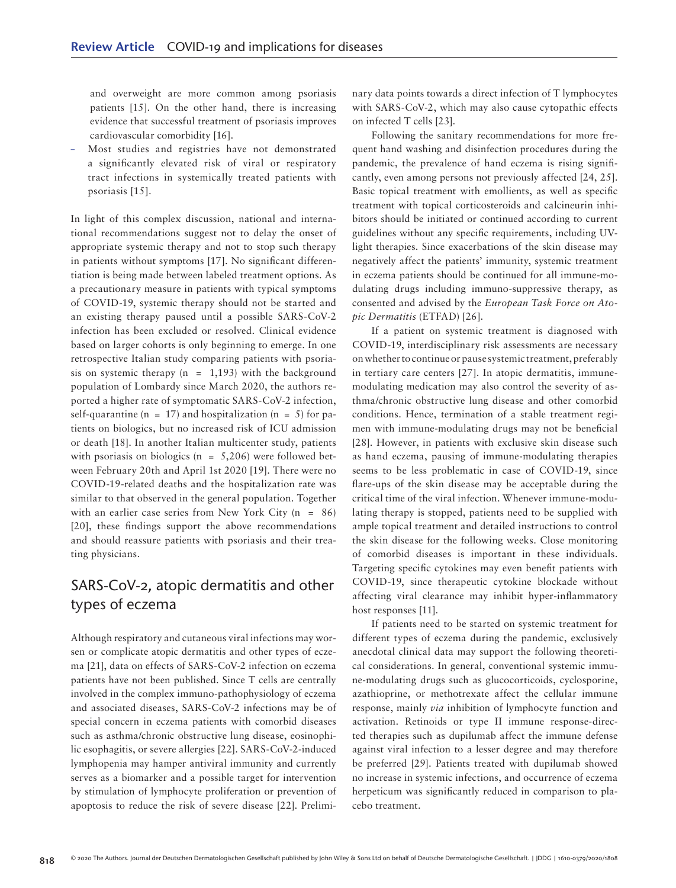and overweight are more common among psoriasis patients [15]. On the other hand, there is increasing evidence that successful treatment of psoriasis improves cardiovascular comorbidity [16].

- Most studies and registries have not demonstrated a significantly elevated risk of viral or respiratory tract infections in systemically treated patients with psoriasis [15].

In light of this complex discussion, national and international recommendations suggest not to delay the onset of appropriate systemic therapy and not to stop such therapy in patients without symptoms [17]. No significant differentiation is being made between labeled treatment options. As a precautionary measure in patients with typical symptoms of COVID-19, systemic therapy should not be started and an existing therapy paused until a possible SARS-CoV-2 infection has been excluded or resolved. Clinical evidence based on larger cohorts is only beginning to emerge. In one retrospective Italian study comparing patients with psoriasis on systemic therapy (n = 1,193) with the background population of Lombardy since March 2020, the authors reported a higher rate of symptomatic SARS-CoV-2 infection, self-quarantine (n = 17) and hospitalization (n = 5) for patients on biologics, but no increased risk of ICU admission or death [18]. In another Italian multicenter study, patients with psoriasis on biologics (n = 5,206) were followed between February 20th and April 1st 2020 [19]. There were no COVID-19-related deaths and the hospitalization rate was similar to that observed in the general population. Together with an earlier case series from New York City (n = 86) [20], these findings support the above recommendations and should reassure patients with psoriasis and their treating physicians.

## SARS-CoV-2, atopic dermatitis and other types of eczema

Although respiratory and cutaneous viral infections may worsen or complicate atopic dermatitis and other types of eczema [21], data on effects of SARS-CoV-2 infection on eczema patients have not been published. Since T cells are centrally involved in the complex immuno-pathophysiology of eczema and associated diseases, SARS-CoV-2 infections may be of special concern in eczema patients with comorbid diseases such as asthma/chronic obstructive lung disease, eosinophilic esophagitis, or severe allergies [22]. SARS-CoV-2-induced lymphopenia may hamper antiviral immunity and currently serves as a biomarker and a possible target for intervention by stimulation of lymphocyte proliferation or prevention of apoptosis to reduce the risk of severe disease [22]. Preliminary data points towards a direct infection of T lymphocytes with SARS-CoV-2, which may also cause cytopathic effects on infected T cells [23].

Following the sanitary recommendations for more frequent hand washing and disinfection procedures during the pandemic, the prevalence of hand eczema is rising significantly, even among persons not previously affected [24, 25]. Basic topical treatment with emollients, as well as specific treatment with topical corticosteroids and calcineurin inhibitors should be initiated or continued according to current guidelines without any specific requirements, including UV-light therapies. Since exacerbations of the skin disease may negatively affect the patients' immunity, systemic treatment in eczema patients should be continued for all immune-modulating drugs including immuno-suppressive therapy, as consented and advised by the *European Task Force on Atopic Dermatitis* (ETFAD) [26].

If a patient on systemic treatment is diagnosed with COVID-19, interdisciplinary risk assessments are necessary on whether to continue or pause systemic treatment, preferably in tertiary care centers [27]. In atopic dermatitis, immune-modulating medication may also control the severity of asthma/chronic obstructive lung disease and other comorbid conditions. Hence, termination of a stable treatment regimen with immune-modulating drugs may not be beneficial [28]. However, in patients with exclusive skin disease such as hand eczema, pausing of immune-modulating therapies seems to be less problematic in case of COVID-19, since flare-ups of the skin disease may be acceptable during the critical time of the viral infection. Whenever immune-modulating therapy is stopped, patients need to be supplied with ample topical treatment and detailed instructions to control the skin disease for the following weeks. Close monitoring of comorbid diseases is important in these individuals. Targeting specific cytokines may even benefit patients with COVID-19, since therapeutic cytokine blockade without affecting viral clearance may inhibit hyper-inflammatory host responses [11].

If patients need to be started on systemic treatment for different types of eczema during the pandemic, exclusively anecdotal clinical data may support the following theoretical considerations. In general, conventional systemic immune-modulating drugs such as glucocorticoids, cyclosporine, azathioprine, or methotrexate affect the cellular immune response, mainly *via* inhibition of lymphocyte function and activation. Retinoids or type II immune response-directed therapies such as dupilumab affect the immune defense against viral infection to a lesser degree and may therefore be preferred [29]. Patients treated with dupilumab showed no increase in systemic infections, and occurrence of eczema herpeticum was significantly reduced in comparison to placebo treatment.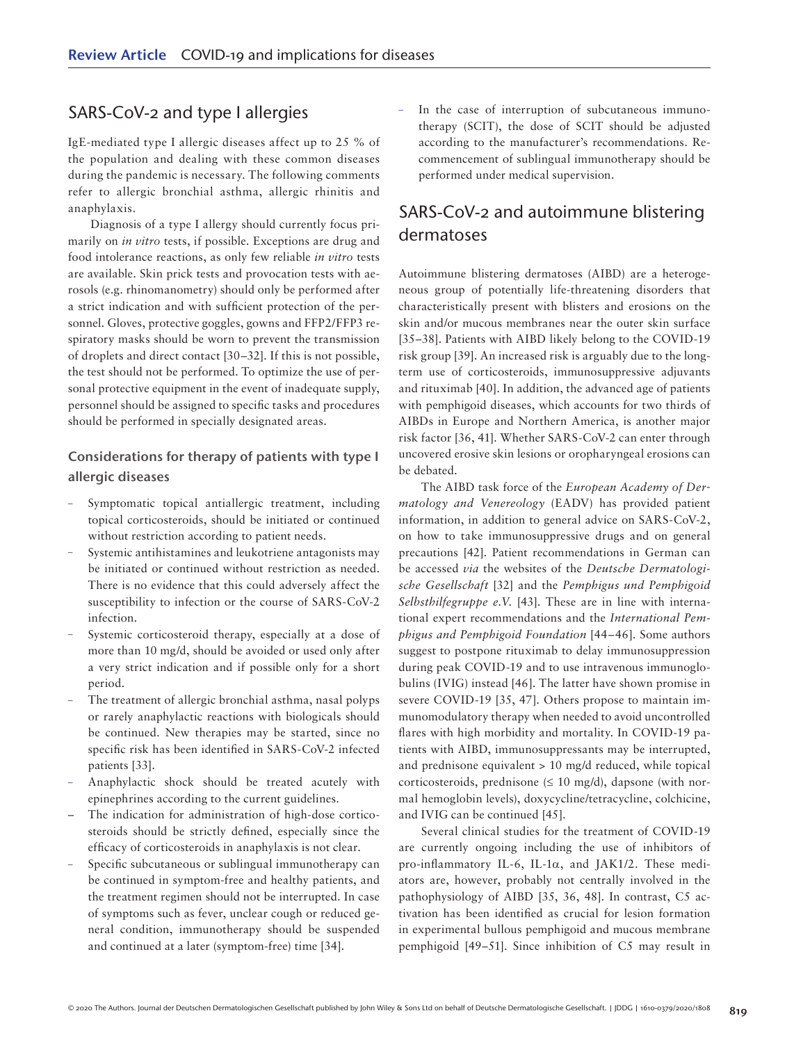## SARS-CoV-2 and type I allergies

IgE-mediated type I allergic diseases affect up to 25 % of the population and dealing with these common diseases during the pandemic is necessary. The following comments refer to allergic bronchial asthma, allergic rhinitis and anaphylaxis.

Diagnosis of a type I allergy should currently focus primarily on *in vitro* tests, if possible. Exceptions are drug and food intolerance reactions, as only few reliable *in vitro* tests are available. Skin prick tests and provocation tests with aerosols (e.g. rhinomanometry) should only be performed after a strict indication and with sufficient protection of the personnel. Gloves, protective goggles, gowns and FFP2/FFP3 respiratory masks should be worn to prevent the transmission of droplets and direct contact [30–32]. If this is not possible, the test should not be performed. To optimize the use of personal protective equipment in the event of inadequate supply, personnel should be assigned to specific tasks and procedures should be performed in specially designated areas.

### Considerations for therapy of patients with type I allergic diseases

- Symptomatic topical antiallergic treatment, including topical corticosteroids, should be initiated or continued without restriction according to patient needs.
- Systemic antihistamines and leukotriene antagonists may be initiated or continued without restriction as needed. There is no evidence that this could adversely affect the susceptibility to infection or the course of SARS-CoV-2 infection.
- Systemic corticosteroid therapy, especially at a dose of more than 10 mg/d, should be avoided or used only after a very strict indication and if possible only for a short period.
- The treatment of allergic bronchial asthma, nasal polyps or rarely anaphylactic reactions with biologicals should be continued. New therapies may be started, since no specific risk has been identified in SARS-CoV-2 infected patients [33].
- Anaphylactic shock should be treated acutely with epinephrines according to the current guidelines.
- The indication for administration of high-dose corticosteroids should be strictly defined, especially since the efficacy of corticosteroids in anaphylaxis is not clear.
- Specific subcutaneous or sublingual immunotherapy can be continued in symptom-free and healthy patients, and the treatment regimen should not be interrupted. In case of symptoms such as fever, unclear cough or reduced general condition, immunotherapy should be suspended and continued at a later (symptom-free) time [34].
- In the case of interruption of subcutaneous immunotherapy (SCIT), the dose of SCIT should be adjusted according to the manufacturer's recommendations. Recommencement of sublingual immunotherapy should be performed under medical supervision.

## SARS-CoV-2 and autoimmune blistering dermatoses

Autoimmune blistering dermatoses (AIBD) are a heterogeneous group of potentially life-threatening disorders that characteristically present with blisters and erosions on the skin and/or mucous membranes near the outer skin surface [35–38]. Patients with AIBD likely belong to the COVID-19 risk group [39]. An increased risk is arguably due to the long-term use of corticosteroids, immunosuppressive adjuvants and rituximab [40]. In addition, the advanced age of patients with pemphigoid diseases, which accounts for two thirds of AIBDs in Europe and Northern America, is another major risk factor [36, 41]. Whether SARS-CoV-2 can enter through uncovered erosive skin lesions or oropharyngeal erosions can be debated.

The AIBD task force of the *European Academy of Dermatology and Venereology* (EADV) has provided patient information, in addition to general advice on SARS-CoV-2, on how to take immunosuppressive drugs and on general precautions [42]. Patient recommendations in German can be accessed *via* the websites of the *Deutsche Dermatologische Gesellschaft* [32] and the *Pemphigus und Pemphigoid Selbsthilfegruppe e.V.* [43]. These are in line with international expert recommendations and the *International Pemphigus and Pemphigoid Foundation* [44–46]. Some authors suggest to postpone rituximab to delay immunosuppression during peak COVID-19 and to use intravenous immunoglobulins (IVIG) instead [46]. The latter have shown promise in severe COVID-19 [35, 47]. Others propose to maintain immunomodulatory therapy when needed to avoid uncontrolled flares with high morbidity and mortality. In COVID-19 patients with AIBD, immunosuppressants may be interrupted, and prednisone equivalent > 10 mg/d reduced, while topical corticosteroids, prednisone (≤ 10 mg/d), dapsone (with normal hemoglobin levels), doxycycline/tetracycline, colchicine, and IVIG can be continued [45].

Several clinical studies for the treatment of COVID-19 are currently ongoing including the use of inhibitors of pro-inflammatory IL-6, IL-1α, and JAK1/2. These mediators are, however, probably not centrally involved in the pathophysiology of AIBD [35, 36, 48]. In contrast, C5 activation has been identified as crucial for lesion formation in experimental bullous pemphigoid and mucous membrane pemphigoid [49–51]. Since inhibition of C5 may result in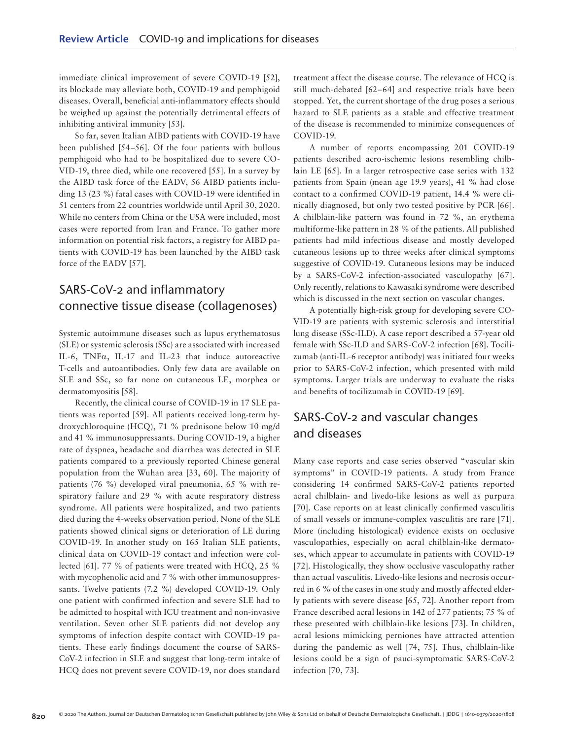immediate clinical improvement of severe COVID-19 [52], its blockade may alleviate both, COVID-19 and pemphigoid diseases. Overall, beneficial anti-inflammatory effects should be weighed up against the potentially detrimental effects of inhibiting antiviral immunity [53].

So far, seven Italian AIBD patients with COVID-19 have been published [54–56]. Of the four patients with bullous pemphigoid who had to be hospitalized due to severe COVID-19, three died, while one recovered [55]. In a survey by the AIBD task force of the EADV, 56 AIBD patients including 13 (23 %) fatal cases with COVID-19 were identified in 51 centers from 22 countries worldwide until April 30, 2020. While no centers from China or the USA were included, most cases were reported from Iran and France. To gather more information on potential risk factors, a registry for AIBD patients with COVID-19 has been launched by the AIBD task force of the EADV [57].

## SARS-CoV-2 and inflammatory connective tissue disease (collagenoses)

Systemic autoimmune diseases such as lupus erythematosus (SLE) or systemic sclerosis (SSc) are associated with increased IL-6, TNFα, IL-17 and IL-23 that induce autoreactive T-cells and autoantibodies. Only few data are available on SLE and SSc, so far none on cutaneous LE, morphea or dermatomyositis [58].

Recently, the clinical course of COVID-19 in 17 SLE patients was reported [59]. All patients received long-term hydroxychloroquine (HCQ), 71 % prednisone below 10 mg/d and 41 % immunosuppressants. During COVID-19, a higher rate of dyspnea, headache and diarrhea was detected in SLE patients compared to a previously reported Chinese general population from the Wuhan area [33, 60]. The majority of patients (76 %) developed viral pneumonia, 65 % with respiratory failure and 29 % with acute respiratory distress syndrome. All patients were hospitalized, and two patients died during the 4-weeks observation period. None of the SLE patients showed clinical signs or deterioration of LE during COVID-19. In another study on 165 Italian SLE patients, clinical data on COVID-19 contact and infection were collected [61]. 77 % of patients were treated with HCQ, 25 % with mycophenolic acid and 7 % with other immunosuppressants. Twelve patients (7.2 %) developed COVID-19. Only one patient with confirmed infection and severe SLE had to be admitted to hospital with ICU treatment and non-invasive ventilation. Seven other SLE patients did not develop any symptoms of infection despite contact with COVID-19 patients. These early findings document the course of SARS-CoV-2 infection in SLE and suggest that long-term intake of HCQ does not prevent severe COVID-19, nor does standard treatment affect the disease course. The relevance of HCQ is still much-debated [62–64] and respective trials have been stopped. Yet, the current shortage of the drug poses a serious hazard to SLE patients as a stable and effective treatment of the disease is recommended to minimize consequences of COVID-19.

A number of reports encompassing 201 COVID-19 patients described acro-ischemic lesions resembling chilblain LE [65]. In a larger retrospective case series with 132 patients from Spain (mean age 19.9 years), 41 % had close contact to a confirmed COVID-19 patient, 14.4 % were clinically diagnosed, but only two tested positive by PCR [66]. A chilblain-like pattern was found in 72 %, an erythema multiforme-like pattern in 28 % of the patients. All published patients had mild infectious disease and mostly developed cutaneous lesions up to three weeks after clinical symptoms suggestive of COVID-19. Cutaneous lesions may be induced by a SARS-CoV-2 infection-associated vasculopathy [67]. Only recently, relations to Kawasaki syndrome were described which is discussed in the next section on vascular changes.

A potentially high-risk group for developing severe COVID-19 are patients with systemic sclerosis and interstitial lung disease (SSc-ILD). A case report described a 57-year old female with SSc-ILD and SARS-CoV-2 infection [68]. Tocilizumab (anti-IL-6 receptor antibody) was initiated four weeks prior to SARS-CoV-2 infection, which presented with mild symptoms. Larger trials are underway to evaluate the risks and benefits of tocilizumab in COVID-19 [69].

## SARS-CoV-2 and vascular changes and diseases

Many case reports and case series observed "vascular skin symptoms" in COVID-19 patients. A study from France considering 14 confirmed SARS-CoV-2 patients reported acral chilblain- and livedo-like lesions as well as purpura [70]. Case reports on at least clinically confirmed vasculitis of small vessels or immune-complex vasculitis are rare [71]. More (including histological) evidence exists on occlusive vasculopathies, especially on acral chilblain-like dermatoses, which appear to accumulate in patients with COVID-19 [72]. Histologically, they show occlusive vasculopathy rather than actual vasculitis. Livedo-like lesions and necrosis occurred in 6 % of the cases in one study and mostly affected elderly patients with severe disease [65, 72]. Another report from France described acral lesions in 142 of 277 patients; 75 % of these presented with chilblain-like lesions [73]. In children, acral lesions mimicking perniones have attracted attention during the pandemic as well [74, 75]. Thus, chilblain-like lesions could be a sign of pauci-symptomatic SARS-CoV-2 infection [70, 73].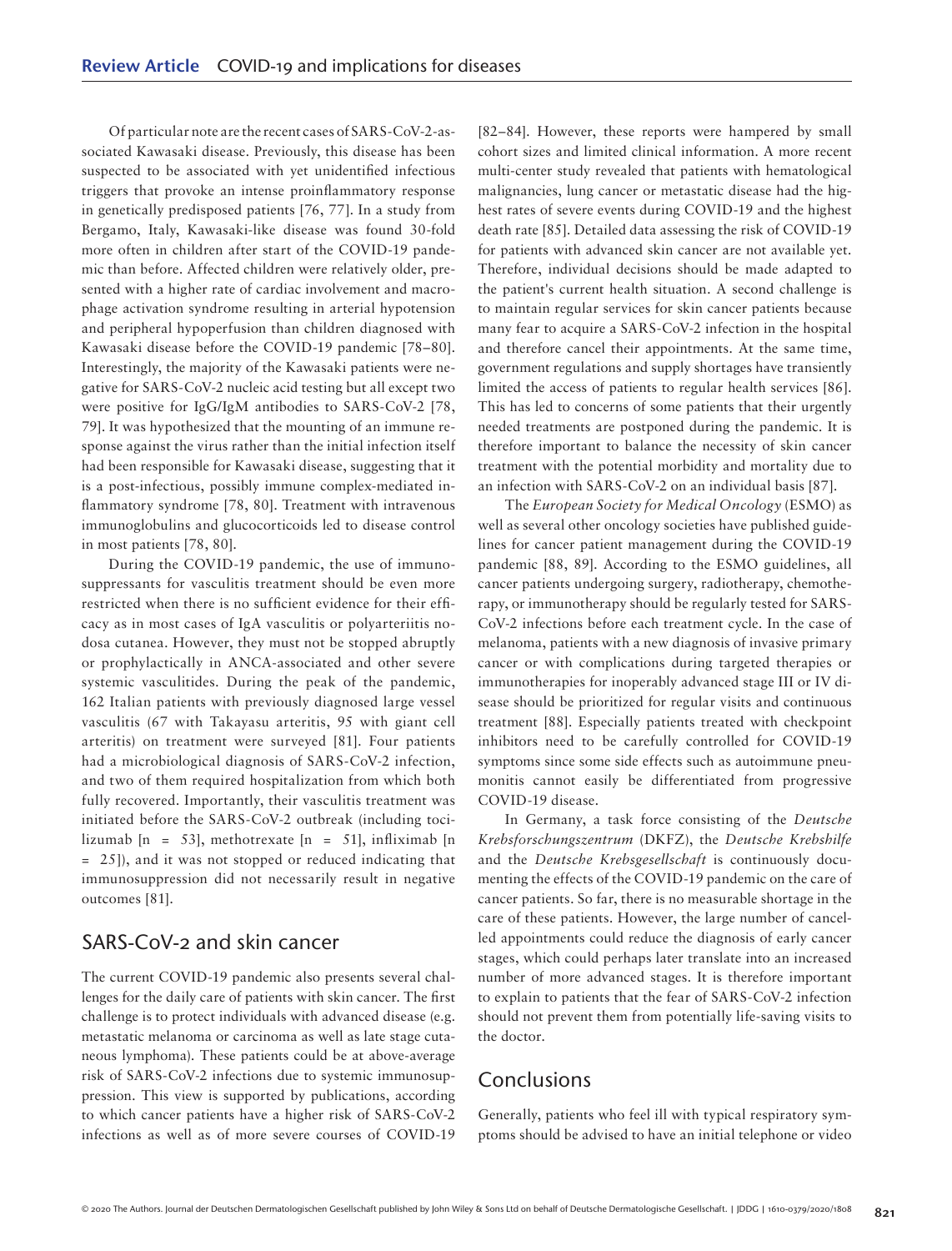Of particular note are the recent cases of SARS-CoV-2-associated Kawasaki disease. Previously, this disease has been suspected to be associated with yet unidentified infectious triggers that provoke an intense proinflammatory response in genetically predisposed patients [76, 77]. In a study from Bergamo, Italy, Kawasaki-like disease was found 30-fold more often in children after start of the COVID-19 pandemic than before. Affected children were relatively older, presented with a higher rate of cardiac involvement and macrophage activation syndrome resulting in arterial hypotension and peripheral hypoperfusion than children diagnosed with Kawasaki disease before the COVID-19 pandemic [78–80]. Interestingly, the majority of the Kawasaki patients were negative for SARS-CoV-2 nucleic acid testing but all except two were positive for IgG/IgM antibodies to SARS-CoV-2 [78, 79]. It was hypothesized that the mounting of an immune response against the virus rather than the initial infection itself had been responsible for Kawasaki disease, suggesting that it is a post-infectious, possibly immune complex-mediated inflammatory syndrome [78, 80]. Treatment with intravenous immunoglobulins and glucocorticoids led to disease control in most patients [78, 80].

During the COVID-19 pandemic, the use of immunosuppressants for vasculitis treatment should be even more restricted when there is no sufficient evidence for their efficacy as in most cases of IgA vasculitis or polyarteriitis nodosa cutanea. However, they must not be stopped abruptly or prophylactically in ANCA-associated and other severe systemic vasculitides. During the peak of the pandemic, 162 Italian patients with previously diagnosed large vessel vasculitis (67 with Takayasu arteritis, 95 with giant cell arteritis) on treatment were surveyed [81]. Four patients had a microbiological diagnosis of SARS-CoV-2 infection, and two of them required hospitalization from which both fully recovered. Importantly, their vasculitis treatment was initiated before the SARS-CoV-2 outbreak (including tocilizumab [n = 53], methotrexate [n = 51], infliximab [n = 25]), and it was not stopped or reduced indicating that immunosuppression did not necessarily result in negative outcomes [81].

## SARS-CoV-2 and skin cancer

The current COVID-19 pandemic also presents several challenges for the daily care of patients with skin cancer. The first challenge is to protect individuals with advanced disease (e.g. metastatic melanoma or carcinoma as well as late stage cutaneous lymphoma). These patients could be at above-average risk of SARS-CoV-2 infections due to systemic immunosuppression. This view is supported by publications, according to which cancer patients have a higher risk of SARS-CoV-2 infections as well as of more severe courses of COVID-19 [82–84]. However, these reports were hampered by small cohort sizes and limited clinical information. A more recent multi-center study revealed that patients with hematological malignancies, lung cancer or metastatic disease had the highest rates of severe events during COVID-19 and the highest death rate [85]. Detailed data assessing the risk of COVID-19 for patients with advanced skin cancer are not available yet. Therefore, individual decisions should be made adapted to the patient's current health situation. A second challenge is to maintain regular services for skin cancer patients because many fear to acquire a SARS-CoV-2 infection in the hospital and therefore cancel their appointments. At the same time, government regulations and supply shortages have transiently limited the access of patients to regular health services [86]. This has led to concerns of some patients that their urgently needed treatments are postponed during the pandemic. It is therefore important to balance the necessity of skin cancer treatment with the potential morbidity and mortality due to an infection with SARS-CoV-2 on an individual basis [87].

The *European Society for Medical Oncology* (ESMO) as well as several other oncology societies have published guidelines for cancer patient management during the COVID-19 pandemic [88, 89]. According to the ESMO guidelines, all cancer patients undergoing surgery, radiotherapy, chemotherapy, or immunotherapy should be regularly tested for SARS-CoV-2 infections before each treatment cycle. In the case of melanoma, patients with a new diagnosis of invasive primary cancer or with complications during targeted therapies or immunotherapies for inoperably advanced stage III or IV disease should be prioritized for regular visits and continuous treatment [88]. Especially patients treated with checkpoint inhibitors need to be carefully controlled for COVID-19 symptoms since some side effects such as autoimmune pneumonitis cannot easily be differentiated from progressive COVID-19 disease.

In Germany, a task force consisting of the *Deutsche Krebsforschungszentrum* (DKFZ), the *Deutsche Krebshilfe* and the *Deutsche Krebsgesellschaft* is continuously documenting the effects of the COVID-19 pandemic on the care of cancer patients. So far, there is no measurable shortage in the care of these patients. However, the large number of cancelled appointments could reduce the diagnosis of early cancer stages, which could perhaps later translate into an increased number of more advanced stages. It is therefore important to explain to patients that the fear of SARS-CoV-2 infection should not prevent them from potentially life-saving visits to the doctor.

## Conclusions

Generally, patients who feel ill with typical respiratory symptoms should be advised to have an initial telephone or video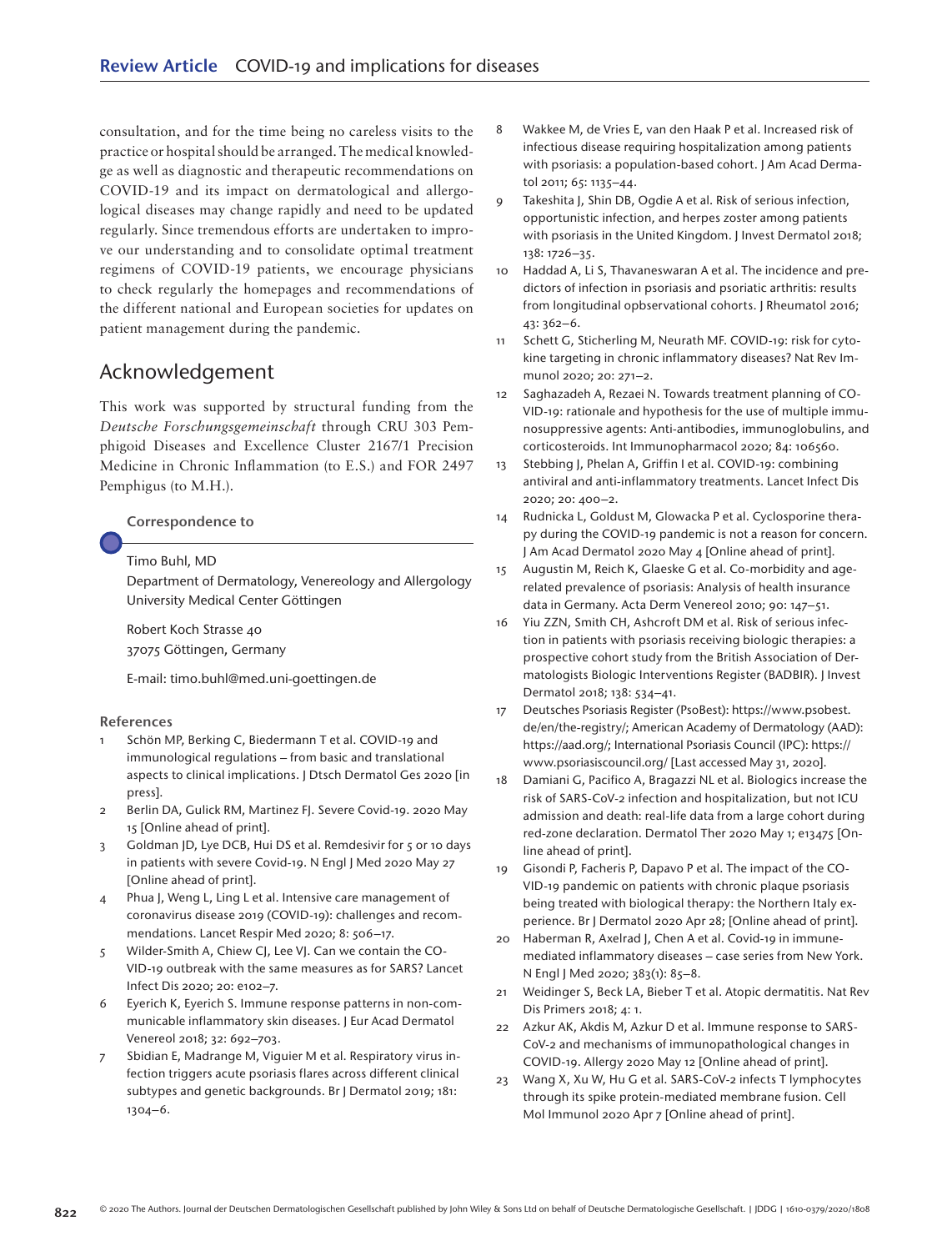consultation, and for the time being no careless visits to the practice or hospital should be arranged. The medical knowledge as well as diagnostic and therapeutic recommendations on COVID-19 and its impact on dermatological and allergological diseases may change rapidly and need to be updated regularly. Since tremendous efforts are undertaken to improve our understanding and to consolidate optimal treatment regimens of COVID-19 patients, we encourage physicians to check regularly the homepages and recommendations of the different national and European societies for updates on patient management during the pandemic.

## Acknowledgement

This work was supported by structural funding from the *Deutsche Forschungsgemeinschaft* through CRU 303 Pemphigoid Diseases and Excellence Cluster 2167/1 Precision Medicine in Chronic Inflammation (to E.S.) and FOR 2497 Pemphigus (to M.H.).

**Correspondence to**

Timo Buhl, MD
Department of Dermatology, Venereology and Allergology
University Medical Center Göttingen

Robert Koch Strasse 40
37075 Göttingen, Germany

E-mail: timo.buhl@med.uni-goettingen.de

### References

1. Schön MP, Berking C, Biedermann T et al. COVID-19 and immunological regulations – from basic and translational aspects to clinical implications. J Dtsch Dermatol Ges 2020 [in press].
2. Berlin DA, Gulick RM, Martinez FJ. Severe Covid-19. 2020 May 15 [Online ahead of print].
3. Goldman JD, Lye DCB, Hui DS et al. Remdesivir for 5 or 10 days in patients with severe Covid-19. N Engl J Med 2020 May 27 [Online ahead of print].
4. Phua J, Weng L, Ling L et al. Intensive care management of coronavirus disease 2019 (COVID-19): challenges and recommendations. Lancet Respir Med 2020; 8: 506–17.
5. Wilder-Smith A, Chiew CJ, Lee VJ. Can we contain the COVID-19 outbreak with the same measures as for SARS? Lancet Infect Dis 2020; 20: e102–7.
6. Eyerich K, Eyerich S. Immune response patterns in non-communicable inflammatory skin diseases. J Eur Acad Dermatol Venereol 2018; 32: 692–703.
7. Sbidian E, Madrange M, Viguier M et al. Respiratory virus infection triggers acute psoriasis flares across different clinical subtypes and genetic backgrounds. Br J Dermatol 2019; 181: 1304–6.
8. Wakkee M, de Vries E, van den Haak P et al. Increased risk of infectious disease requiring hospitalization among patients with psoriasis: a population-based cohort. J Am Acad Dermatol 2011; 65: 1135–44.
9. Takeshita J, Shin DB, Ogdie A et al. Risk of serious infection, opportunistic infection, and herpes zoster among patients with psoriasis in the United Kingdom. J Invest Dermatol 2018; 138: 1726–35.
10. Haddad A, Li S, Thavaneswaran A et al. The incidence and predictors of infection in psoriasis and psoriatic arthritis: results from longitudinal opbservational cohorts. J Rheumatol 2016; 43: 362–6.
11. Schett G, Sticherling M, Neurath MF. COVID-19: risk for cytokine targeting in chronic inflammatory diseases? Nat Rev Immunol 2020; 20: 271–2.
12. Saghazadeh A, Rezaei N. Towards treatment planning of COVID-19: rationale and hypothesis for the use of multiple immunosuppressive agents: Anti-antibodies, immunoglobulins, and corticosteroids. Int Immunopharmacol 2020; 84: 106560.
13. Stebbing J, Phelan A, Griffin I et al. COVID-19: combining antiviral and anti-inflammatory treatments. Lancet Infect Dis 2020; 20: 400–2.
14. Rudnicka L, Goldust M, Glowacka P et al. Cyclosporine therapy during the COVID-19 pandemic is not a reason for concern. J Am Acad Dermatol 2020 May 4 [Online ahead of print].
15. Augustin M, Reich K, Glaeske G et al. Co-morbidity and age-related prevalence of psoriasis: Analysis of health insurance data in Germany. Acta Derm Venereol 2010; 90: 147–51.
16. Yiu ZZN, Smith CH, Ashcroft DM et al. Risk of serious infection in patients with psoriasis receiving biologic therapies: a prospective cohort study from the British Association of Dermatologists Biologic Interventions Register (BADBIR). J Invest Dermatol 2018; 138: 534–41.
17. Deutsches Psoriasis Register (PsoBest): https://www.psobest.de/en/the-registry/; American Academy of Dermatology (AAD): https://aad.org/; International Psoriasis Council (IPC): https://www.psoriasiscouncil.org/ [Last accessed May 31, 2020].
18. Damiani G, Pacifico A, Bragazzi NL et al. Biologics increase the risk of SARS-CoV-2 infection and hospitalization, but not ICU admission and death: real-life data from a large cohort during red-zone declaration. Dermatol Ther 2020 May 1; e13475 [Online ahead of print].
19. Gisondi P, Facheris P, Dapavo P et al. The impact of the COVID-19 pandemic on patients with chronic plaque psoriasis being treated with biological therapy: the Northern Italy experience. Br J Dermatol 2020 Apr 28; [Online ahead of print].
20. Haberman R, Axelrad J, Chen A et al. Covid-19 in immune-mediated inflammatory diseases – case series from New York. N Engl J Med 2020; 383(1): 85–8.
21. Weidinger S, Beck LA, Bieber T et al. Atopic dermatitis. Nat Rev Dis Primers 2018; 4: 1.
22. Azkur AK, Akdis M, Azkur D et al. Immune response to SARS-CoV-2 and mechanisms of immunopathological changes in COVID-19. Allergy 2020 May 12 [Online ahead of print].
23. Wang X, Xu W, Hu G et al. SARS-CoV-2 infects T lymphocytes through its spike protein-mediated membrane fusion. Cell Mol Immunol 2020 Apr 7 [Online ahead of print].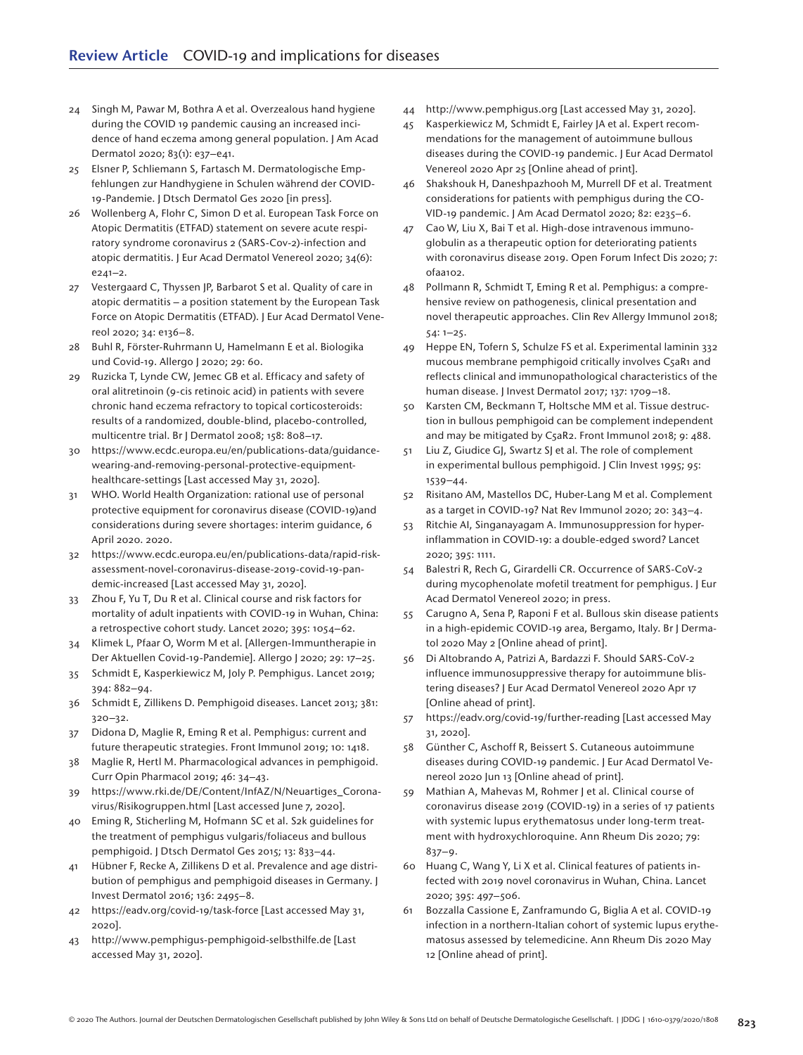24 Singh M, Pawar M, Bothra A et al. Overzealous hand hygiene during the COVID 19 pandemic causing an increased incidence of hand eczema among general population. J Am Acad Dermatol 2020; 83(1): e37–e41.
25 Elsner P, Schliemann S, Fartasch M. Dermatologische Empfehlungen zur Handhygiene in Schulen während der COVID-19-Pandemie. J Dtsch Dermatol Ges 2020 [in press].
26 Wollenberg A, Flohr C, Simon D et al. European Task Force on Atopic Dermatitis (ETFAD) statement on severe acute respiratory syndrome coronavirus 2 (SARS-Cov-2)-infection and atopic dermatitis. J Eur Acad Dermatol Venereol 2020; 34(6): e241–2.
27 Vestergaard C, Thyssen JP, Barbarot S et al. Quality of care in atopic dermatitis – a position statement by the European Task Force on Atopic Dermatitis (ETFAD). J Eur Acad Dermatol Venereol 2020; 34: e136–8.
28 Buhl R, Förster-Ruhrmann U, Hamelmann E et al. Biologika und Covid-19. Allergo J 2020; 29: 60.
29 Ruzicka T, Lynde CW, Jemec GB et al. Efficacy and safety of oral alitretinoin (9-cis retinoic acid) in patients with severe chronic hand eczema refractory to topical corticosteroids: results of a randomized, double-blind, placebo-controlled, multicentre trial. Br J Dermatol 2008; 158: 808–17.
30 https://www.ecdc.europa.eu/en/publications-data/guidance-wearing-and-removing-personal-protective-equipment-healthcare-settings [Last accessed May 31, 2020].
31 WHO. World Health Organization: rational use of personal protective equipment for coronavirus disease (COVID-19)and considerations during severe shortages: interim guidance, 6 April 2020. 2020.
32 https://www.ecdc.europa.eu/en/publications-data/rapid-risk-assessment-novel-coronavirus-disease-2019-covid-19-pandemic-increased [Last accessed May 31, 2020].
33 Zhou F, Yu T, Du R et al. Clinical course and risk factors for mortality of adult inpatients with COVID-19 in Wuhan, China: a retrospective cohort study. Lancet 2020; 395: 1054–62.
34 Klimek L, Pfaar O, Worm M et al. [Allergen-Immuntherapie in Der Aktuellen Covid-19-Pandemie]. Allergo J 2020; 29: 17–25.
35 Schmidt E, Kasperkiewicz M, Joly P. Pemphigus. Lancet 2019; 394: 882–94.
36 Schmidt E, Zillikens D. Pemphigoid diseases. Lancet 2013; 381: 320–32.
37 Didona D, Maglie R, Eming R et al. Pemphigus: current and future therapeutic strategies. Front Immunol 2019; 10: 1418.
38 Maglie R, Hertl M. Pharmacological advances in pemphigoid. Curr Opin Pharmacol 2019; 46: 34–43.
39 https://www.rki.de/DE/Content/InfAZ/N/Neuartiges_Coronavirus/Risikogruppen.html [Last accessed June 7, 2020].
40 Eming R, Sticherling M, Hofmann SC et al. S2k guidelines for the treatment of pemphigus vulgaris/foliaceus and bullous pemphigoid. J Dtsch Dermatol Ges 2015; 13: 833–44.
41 Hübner F, Recke A, Zillikens D et al. Prevalence and age distribution of pemphigus and pemphigoid diseases in Germany. J Invest Dermatol 2016; 136: 2495–8.
42 https://eadv.org/covid-19/task-force [Last accessed May 31, 2020].
43 http://www.pemphigus-pemphigoid-selbsthilfe.de [Last accessed May 31, 2020].
44 http://www.pemphigus.org [Last accessed May 31, 2020].
45 Kasperkiewicz M, Schmidt E, Fairley JA et al. Expert recommendations for the management of autoimmune bullous diseases during the COVID-19 pandemic. J Eur Acad Dermatol Venereol 2020 Apr 25 [Online ahead of print].
46 Shakshouk H, Daneshpazhooh M, Murrell DF et al. Treatment considerations for patients with pemphigus during the COVID-19 pandemic. J Am Acad Dermatol 2020; 82: e235–6.
47 Cao W, Liu X, Bai T et al. High-dose intravenous immunoglobulin as a therapeutic option for deteriorating patients with coronavirus disease 2019. Open Forum Infect Dis 2020; 7: ofaa102.
48 Pollmann R, Schmidt T, Eming R et al. Pemphigus: a comprehensive review on pathogenesis, clinical presentation and novel therapeutic approaches. Clin Rev Allergy Immunol 2018; 54: 1–25.
49 Heppe EN, Tofern S, Schulze FS et al. Experimental laminin 332 mucous membrane pemphigoid critically involves C5aR1 and reflects clinical and immunopathological characteristics of the human disease. J Invest Dermatol 2017; 137: 1709–18.
50 Karsten CM, Beckmann T, Holtsche MM et al. Tissue destruction in bullous pemphigoid can be complement independent and may be mitigated by C5aR2. Front Immunol 2018; 9: 488.
51 Liu Z, Giudice GJ, Swartz SJ et al. The role of complement in experimental bullous pemphigoid. J Clin Invest 1995; 95: 1539–44.
52 Risitano AM, Mastellos DC, Huber-Lang M et al. Complement as a target in COVID-19? Nat Rev Immunol 2020; 20: 343–4.
53 Ritchie AI, Singanayagam A. Immunosuppression for hyperinflammation in COVID-19: a double-edged sword? Lancet 2020; 395: 1111.
54 Balestri R, Rech G, Girardelli CR. Occurrence of SARS-CoV-2 during mycophenolate mofetil treatment for pemphigus. J Eur Acad Dermatol Venereol 2020; in press.
55 Carugno A, Sena P, Raponi F et al. Bullous skin disease patients in a high-epidemic COVID-19 area, Bergamo, Italy. Br J Dermatol 2020 May 2 [Online ahead of print].
56 Di Altobrando A, Patrizi A, Bardazzi F. Should SARS-CoV-2 influence immunosuppressive therapy for autoimmune blistering diseases? J Eur Acad Dermatol Venereol 2020 Apr 17 [Online ahead of print].
57 https://eadv.org/covid-19/further-reading [Last accessed May 31, 2020].
58 Günther C, Aschoff R, Beissert S. Cutaneous autoimmune diseases during COVID-19 pandemic. J Eur Acad Dermatol Venereol 2020 Jun 13 [Online ahead of print].
59 Mathian A, Mahevas M, Rohmer J et al. Clinical course of coronavirus disease 2019 (COVID-19) in a series of 17 patients with systemic lupus erythematosus under long-term treatment with hydroxychloroquine. Ann Rheum Dis 2020; 79: 837–9.
60 Huang C, Wang Y, Li X et al. Clinical features of patients infected with 2019 novel coronavirus in Wuhan, China. Lancet 2020; 395: 497–506.
61 Bozzalla Cassione E, Zanframundo G, Biglia A et al. COVID-19 infection in a northern-Italian cohort of systemic lupus erythematosus assessed by telemedicine. Ann Rheum Dis 2020 May 12 [Online ahead of print].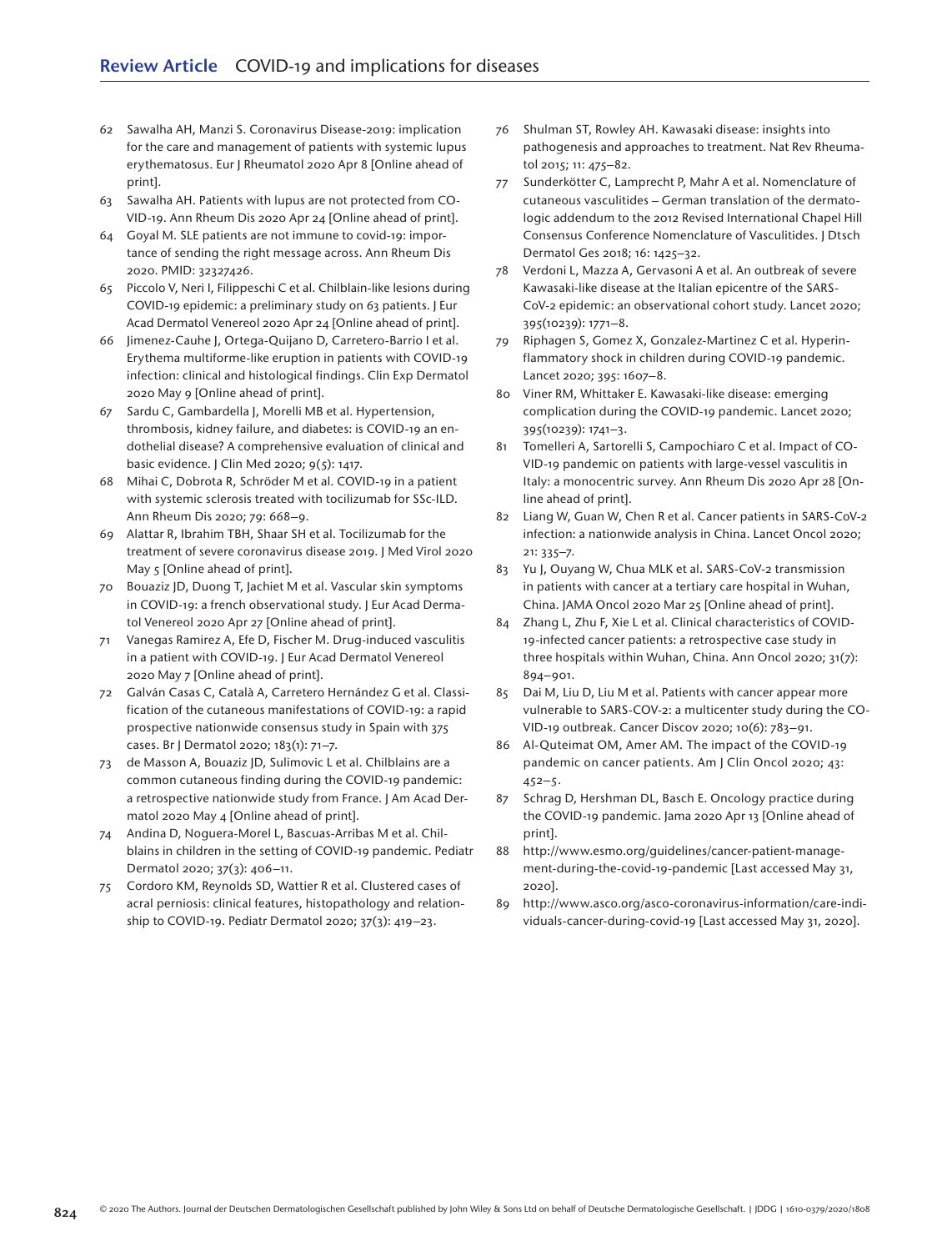62 Sawalha AH, Manzi S. Coronavirus Disease-2019: implication for the care and management of patients with systemic lupus erythematosus. Eur J Rheumatol 2020 Apr 8 [Online ahead of print].

63 Sawalha AH. Patients with lupus are not protected from COVID-19. Ann Rheum Dis 2020 Apr 24 [Online ahead of print].

64 Goyal M. SLE patients are not immune to covid-19: importance of sending the right message across. Ann Rheum Dis 2020. PMID: 32327426.

65 Piccolo V, Neri I, Filippeschi C et al. Chilblain-like lesions during COVID-19 epidemic: a preliminary study on 63 patients. J Eur Acad Dermatol Venereol 2020 Apr 24 [Online ahead of print].

66 Jimenez-Cauhe J, Ortega-Quijano D, Carretero-Barrio I et al. Erythema multiforme-like eruption in patients with COVID-19 infection: clinical and histological findings. Clin Exp Dermatol 2020 May 9 [Online ahead of print].

67 Sardu C, Gambardella J, Morelli MB et al. Hypertension, thrombosis, kidney failure, and diabetes: is COVID-19 an endothelial disease? A comprehensive evaluation of clinical and basic evidence. J Clin Med 2020; 9(5): 1417.

68 Mihai C, Dobrota R, Schröder M et al. COVID-19 in a patient with systemic sclerosis treated with tocilizumab for SSc-ILD. Ann Rheum Dis 2020; 79: 668–9.

69 Alattar R, Ibrahim TBH, Shaar SH et al. Tocilizumab for the treatment of severe coronavirus disease 2019. J Med Virol 2020 May 5 [Online ahead of print].

70 Bouaziz JD, Duong T, Jachiet M et al. Vascular skin symptoms in COVID-19: a french observational study. J Eur Acad Dermatol Venereol 2020 Apr 27 [Online ahead of print].

71 Vanegas Ramirez A, Efe D, Fischer M. Drug-induced vasculitis in a patient with COVID-19. J Eur Acad Dermatol Venereol 2020 May 7 [Online ahead of print].

72 Galván Casas C, Català A, Carretero Hernández G et al. Classification of the cutaneous manifestations of COVID-19: a rapid prospective nationwide consensus study in Spain with 375 cases. Br J Dermatol 2020; 183(1): 71–7.

73 de Masson A, Bouaziz JD, Sulimovic L et al. Chilblains are a common cutaneous finding during the COVID-19 pandemic: a retrospective nationwide study from France. J Am Acad Dermatol 2020 May 4 [Online ahead of print].

74 Andina D, Noguera-Morel L, Bascuas-Arribas M et al. Chilblains in children in the setting of COVID-19 pandemic. Pediatr Dermatol 2020; 37(3): 406–11.

75 Cordoro KM, Reynolds SD, Wattier R et al. Clustered cases of acral perniosis: clinical features, histopathology and relationship to COVID-19. Pediatr Dermatol 2020; 37(3): 419–23.

76 Shulman ST, Rowley AH. Kawasaki disease: insights into pathogenesis and approaches to treatment. Nat Rev Rheumatol 2015; 11: 475–82.

77 Sunderkötter C, Lamprecht P, Mahr A et al. Nomenclature of cutaneous vasculitides – German translation of the dermatologic addendum to the 2012 Revised International Chapel Hill Consensus Conference Nomenclature of Vasculitides. J Dtsch Dermatol Ges 2018; 16: 1425–32.

78 Verdoni L, Mazza A, Gervasoni A et al. An outbreak of severe Kawasaki-like disease at the Italian epicentre of the SARS-CoV-2 epidemic: an observational cohort study. Lancet 2020; 395(10239): 1771–8.

79 Riphagen S, Gomez X, Gonzalez-Martinez C et al. Hyperinflammatory shock in children during COVID-19 pandemic. Lancet 2020; 395: 1607–8.

80 Viner RM, Whittaker E. Kawasaki-like disease: emerging complication during the COVID-19 pandemic. Lancet 2020; 395(10239): 1741–3.

81 Tomelleri A, Sartorelli S, Campochiaro C et al. Impact of COVID-19 pandemic on patients with large-vessel vasculitis in Italy: a monocentric survey. Ann Rheum Dis 2020 Apr 28 [Online ahead of print].

82 Liang W, Guan W, Chen R et al. Cancer patients in SARS-CoV-2 infection: a nationwide analysis in China. Lancet Oncol 2020; 21: 335–7.

83 Yu J, Ouyang W, Chua MLK et al. SARS-CoV-2 transmission in patients with cancer at a tertiary care hospital in Wuhan, China. JAMA Oncol 2020 Mar 25 [Online ahead of print].

84 Zhang L, Zhu F, Xie L et al. Clinical characteristics of COVID-19-infected cancer patients: a retrospective case study in three hospitals within Wuhan, China. Ann Oncol 2020; 31(7): 894–901.

85 Dai M, Liu D, Liu M et al. Patients with cancer appear more vulnerable to SARS-COV-2: a multicenter study during the COVID-19 outbreak. Cancer Discov 2020; 10(6): 783–91.

86 Al-Quteimat OM, Amer AM. The impact of the COVID-19 pandemic on cancer patients. Am J Clin Oncol 2020; 43: 452–5.

87 Schrag D, Hershman DL, Basch E. Oncology practice during the COVID-19 pandemic. Jama 2020 Apr 13 [Online ahead of print].

88 http://www.esmo.org/guidelines/cancer-patient-management-during-the-covid-19-pandemic [Last accessed May 31, 2020].

89 http://www.asco.org/asco-coronavirus-information/care-individuals-cancer-during-covid-19 [Last accessed May 31, 2020].